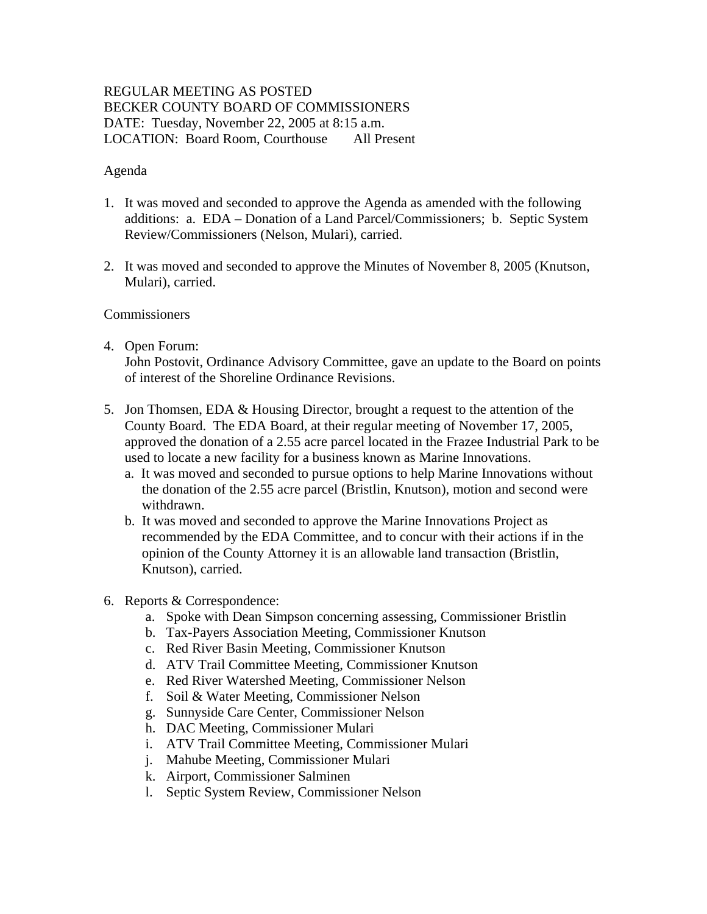REGULAR MEETING AS POSTED
BECKER COUNTY BOARD OF COMMISSIONERS
DATE: Tuesday, November 22, 2005 at 8:15 a.m.
LOCATION: Board Room, Courthouse All Present

Agenda

1. It was moved and seconded to approve the Agenda as amended with the following additions: a. EDA – Donation of a Land Parcel/Commissioners; b. Septic System Review/Commissioners (Nelson, Mulari), carried.

2. It was moved and seconded to approve the Minutes of November 8, 2005 (Knutson, Mulari), carried.

Commissioners

4. Open Forum:
   John Postovit, Ordinance Advisory Committee, gave an update to the Board on points of interest of the Shoreline Ordinance Revisions.

5. Jon Thomsen, EDA & Housing Director, brought a request to the attention of the County Board. The EDA Board, at their regular meeting of November 17, 2005, approved the donation of a 2.55 acre parcel located in the Frazee Industrial Park to be used to locate a new facility for a business known as Marine Innovations.
   a. It was moved and seconded to pursue options to help Marine Innovations without the donation of the 2.55 acre parcel (Bristlin, Knutson), motion and second were withdrawn.
   b. It was moved and seconded to approve the Marine Innovations Project as recommended by the EDA Committee, and to concur with their actions if in the opinion of the County Attorney it is an allowable land transaction (Bristlin, Knutson), carried.

6. Reports & Correspondence:
   a. Spoke with Dean Simpson concerning assessing, Commissioner Bristlin
   b. Tax-Payers Association Meeting, Commissioner Knutson
   c. Red River Basin Meeting, Commissioner Knutson
   d. ATV Trail Committee Meeting, Commissioner Knutson
   e. Red River Watershed Meeting, Commissioner Nelson
   f. Soil & Water Meeting, Commissioner Nelson
   g. Sunnyside Care Center, Commissioner Nelson
   h. DAC Meeting, Commissioner Mulari
   i. ATV Trail Committee Meeting, Commissioner Mulari
   j. Mahube Meeting, Commissioner Mulari
   k. Airport, Commissioner Salminen
   l. Septic System Review, Commissioner Nelson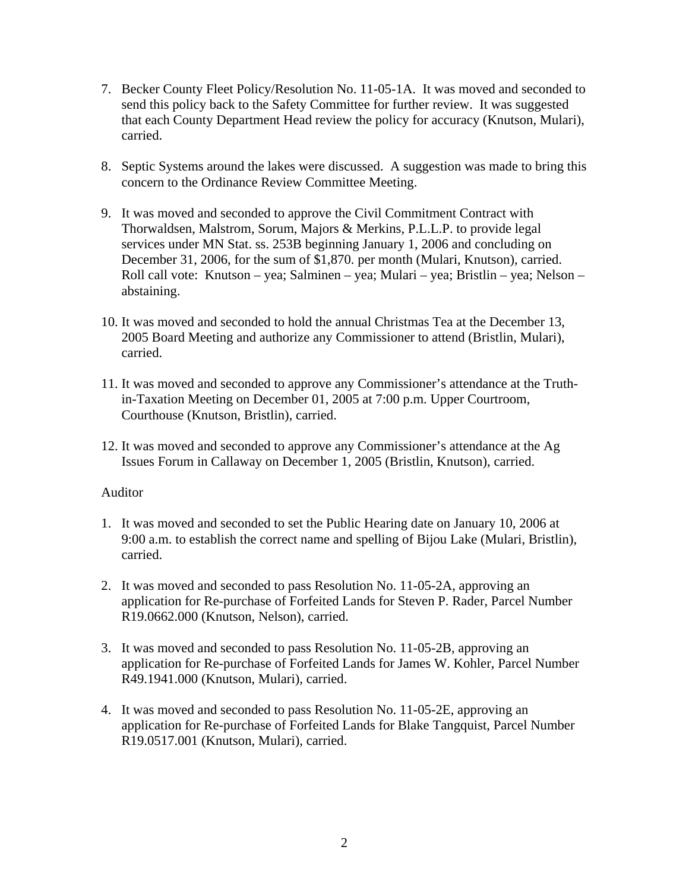7. Becker County Fleet Policy/Resolution No. 11-05-1A. It was moved and seconded to send this policy back to the Safety Committee for further review. It was suggested that each County Department Head review the policy for accuracy (Knutson, Mulari), carried.

8. Septic Systems around the lakes were discussed. A suggestion was made to bring this concern to the Ordinance Review Committee Meeting.

9. It was moved and seconded to approve the Civil Commitment Contract with Thorwaldsen, Malstrom, Sorum, Majors & Merkins, P.L.L.P. to provide legal services under MN Stat. ss. 253B beginning January 1, 2006 and concluding on December 31, 2006, for the sum of $1,870. per month (Mulari, Knutson), carried. Roll call vote: Knutson – yea; Salminen – yea; Mulari – yea; Bristlin – yea; Nelson – abstaining.

10. It was moved and seconded to hold the annual Christmas Tea at the December 13, 2005 Board Meeting and authorize any Commissioner to attend (Bristlin, Mulari), carried.

11. It was moved and seconded to approve any Commissioner's attendance at the Truth-in-Taxation Meeting on December 01, 2005 at 7:00 p.m. Upper Courtroom, Courthouse (Knutson, Bristlin), carried.

12. It was moved and seconded to approve any Commissioner's attendance at the Ag Issues Forum in Callaway on December 1, 2005 (Bristlin, Knutson), carried.

Auditor

1. It was moved and seconded to set the Public Hearing date on January 10, 2006 at 9:00 a.m. to establish the correct name and spelling of Bijou Lake (Mulari, Bristlin), carried.

2. It was moved and seconded to pass Resolution No. 11-05-2A, approving an application for Re-purchase of Forfeited Lands for Steven P. Rader, Parcel Number R19.0662.000 (Knutson, Nelson), carried.

3. It was moved and seconded to pass Resolution No. 11-05-2B, approving an application for Re-purchase of Forfeited Lands for James W. Kohler, Parcel Number R49.1941.000 (Knutson, Mulari), carried.

4. It was moved and seconded to pass Resolution No. 11-05-2E, approving an application for Re-purchase of Forfeited Lands for Blake Tangquist, Parcel Number R19.0517.001 (Knutson, Mulari), carried.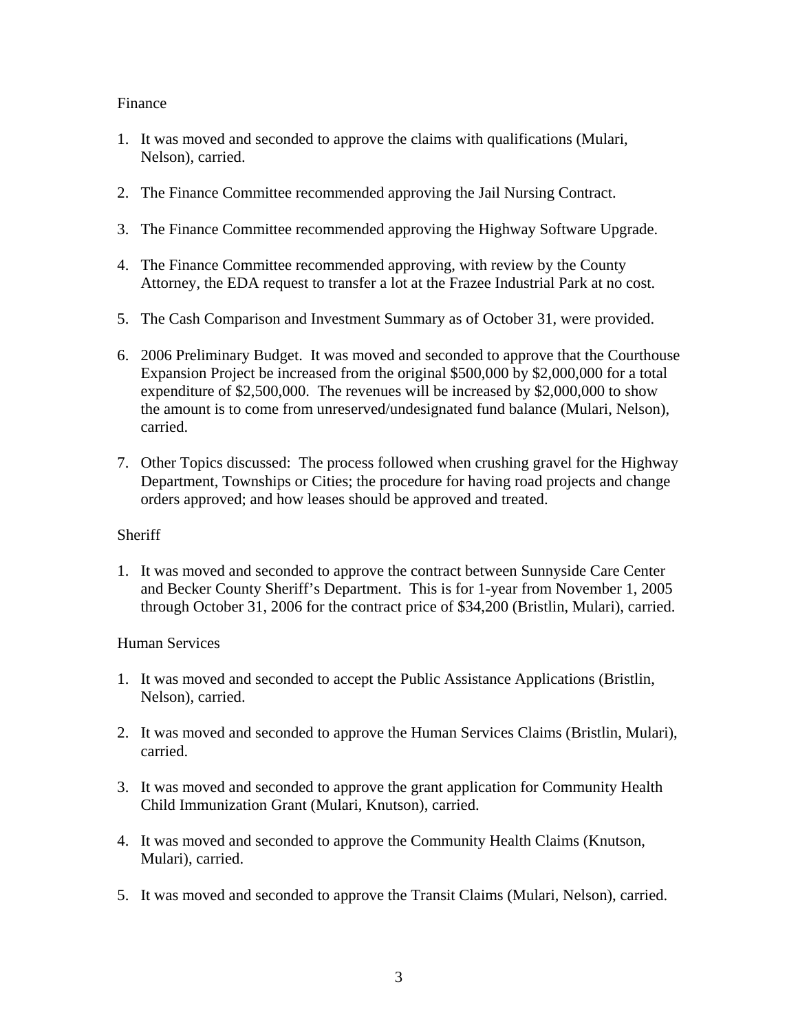Finance

1. It was moved and seconded to approve the claims with qualifications (Mulari, Nelson), carried.

2. The Finance Committee recommended approving the Jail Nursing Contract.

3. The Finance Committee recommended approving the Highway Software Upgrade.

4. The Finance Committee recommended approving, with review by the County Attorney, the EDA request to transfer a lot at the Frazee Industrial Park at no cost.

5. The Cash Comparison and Investment Summary as of October 31, were provided.

6. 2006 Preliminary Budget. It was moved and seconded to approve that the Courthouse Expansion Project be increased from the original $500,000 by $2,000,000 for a total expenditure of $2,500,000. The revenues will be increased by $2,000,000 to show the amount is to come from unreserved/undesignated fund balance (Mulari, Nelson), carried.

7. Other Topics discussed: The process followed when crushing gravel for the Highway Department, Townships or Cities; the procedure for having road projects and change orders approved; and how leases should be approved and treated.

Sheriff

1. It was moved and seconded to approve the contract between Sunnyside Care Center and Becker County Sheriff's Department. This is for 1-year from November 1, 2005 through October 31, 2006 for the contract price of $34,200 (Bristlin, Mulari), carried.

Human Services

1. It was moved and seconded to accept the Public Assistance Applications (Bristlin, Nelson), carried.

2. It was moved and seconded to approve the Human Services Claims (Bristlin, Mulari), carried.

3. It was moved and seconded to approve the grant application for Community Health Child Immunization Grant (Mulari, Knutson), carried.

4. It was moved and seconded to approve the Community Health Claims (Knutson, Mulari), carried.

5. It was moved and seconded to approve the Transit Claims (Mulari, Nelson), carried.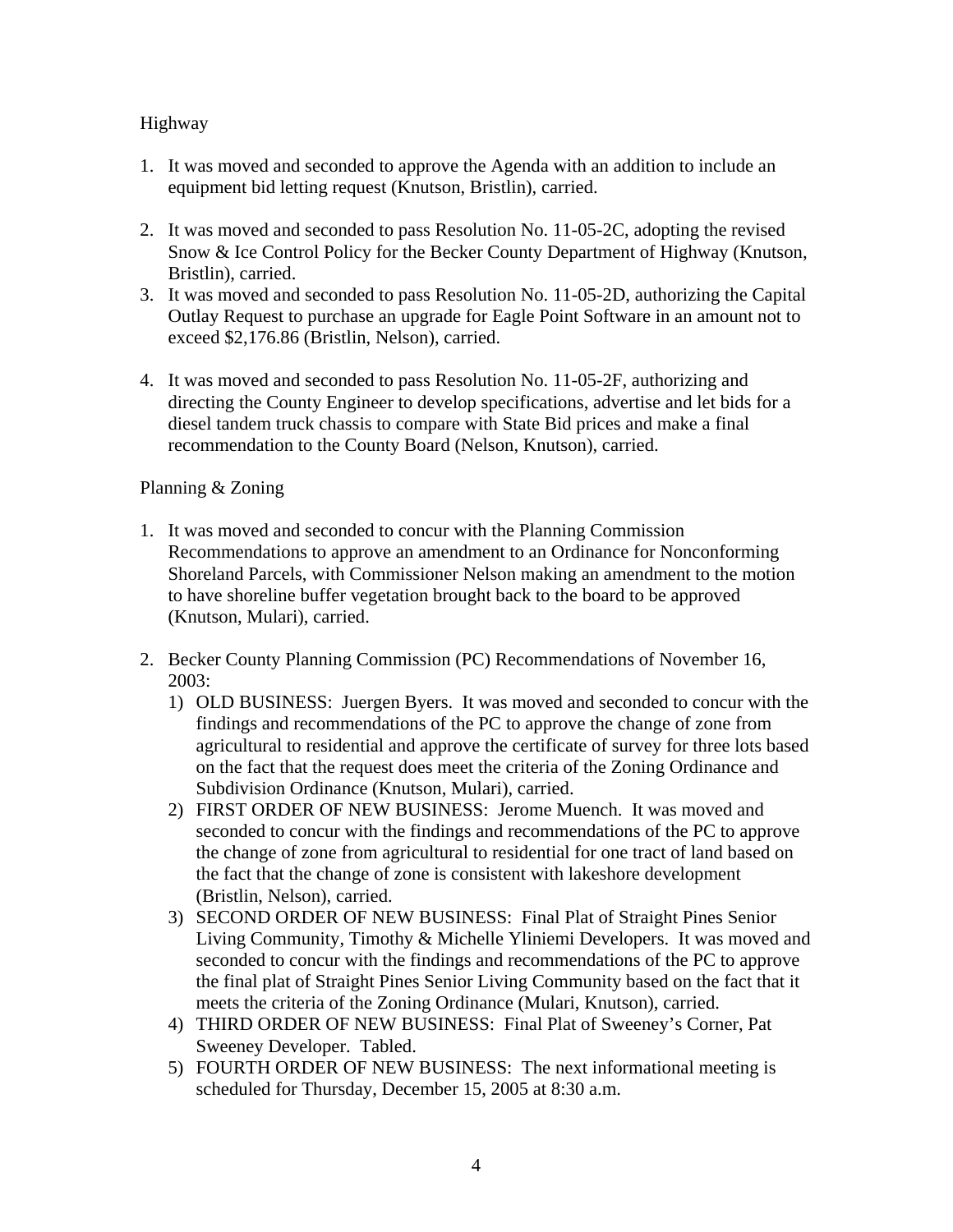Highway

1. It was moved and seconded to approve the Agenda with an addition to include an equipment bid letting request (Knutson, Bristlin), carried.

2. It was moved and seconded to pass Resolution No. 11-05-2C, adopting the revised Snow & Ice Control Policy for the Becker County Department of Highway (Knutson, Bristlin), carried.
3. It was moved and seconded to pass Resolution No. 11-05-2D, authorizing the Capital Outlay Request to purchase an upgrade for Eagle Point Software in an amount not to exceed $2,176.86 (Bristlin, Nelson), carried.

4. It was moved and seconded to pass Resolution No. 11-05-2F, authorizing and directing the County Engineer to develop specifications, advertise and let bids for a diesel tandem truck chassis to compare with State Bid prices and make a final recommendation to the County Board (Nelson, Knutson), carried.

Planning & Zoning

1. It was moved and seconded to concur with the Planning Commission Recommendations to approve an amendment to an Ordinance for Nonconforming Shoreland Parcels, with Commissioner Nelson making an amendment to the motion to have shoreline buffer vegetation brought back to the board to be approved (Knutson, Mulari), carried.

2. Becker County Planning Commission (PC) Recommendations of November 16, 2003:
   1) OLD BUSINESS: Juergen Byers. It was moved and seconded to concur with the findings and recommendations of the PC to approve the change of zone from agricultural to residential and approve the certificate of survey for three lots based on the fact that the request does meet the criteria of the Zoning Ordinance and Subdivision Ordinance (Knutson, Mulari), carried.
   2) FIRST ORDER OF NEW BUSINESS: Jerome Muench. It was moved and seconded to concur with the findings and recommendations of the PC to approve the change of zone from agricultural to residential for one tract of land based on the fact that the change of zone is consistent with lakeshore development (Bristlin, Nelson), carried.
   3) SECOND ORDER OF NEW BUSINESS: Final Plat of Straight Pines Senior Living Community, Timothy & Michelle Yliniemi Developers. It was moved and seconded to concur with the findings and recommendations of the PC to approve the final plat of Straight Pines Senior Living Community based on the fact that it meets the criteria of the Zoning Ordinance (Mulari, Knutson), carried.
   4) THIRD ORDER OF NEW BUSINESS: Final Plat of Sweeney's Corner, Pat Sweeney Developer. Tabled.
   5) FOURTH ORDER OF NEW BUSINESS: The next informational meeting is scheduled for Thursday, December 15, 2005 at 8:30 a.m.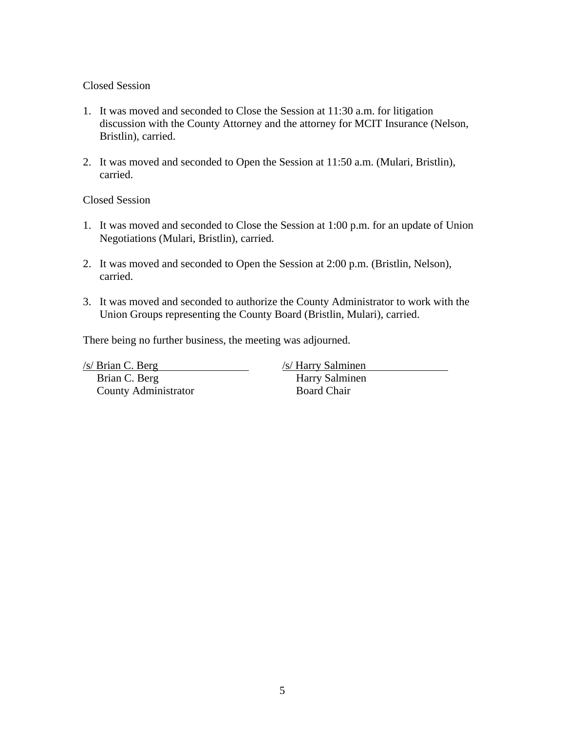Closed Session

1. It was moved and seconded to Close the Session at 11:30 a.m. for litigation discussion with the County Attorney and the attorney for MCIT Insurance (Nelson, Bristlin), carried.

2. It was moved and seconded to Open the Session at 11:50 a.m. (Mulari, Bristlin), carried.

Closed Session

1. It was moved and seconded to Close the Session at 1:00 p.m. for an update of Union Negotiations (Mulari, Bristlin), carried.

2. It was moved and seconded to Open the Session at 2:00 p.m. (Bristlin, Nelson), carried.

3. It was moved and seconded to authorize the County Administrator to work with the Union Groups representing the County Board (Bristlin, Mulari), carried.

There being no further business, the meeting was adjourned.

/s/ Brian C. Berg
Brian C. Berg
County Administrator

/s/ Harry Salminen
Harry Salminen
Board Chair